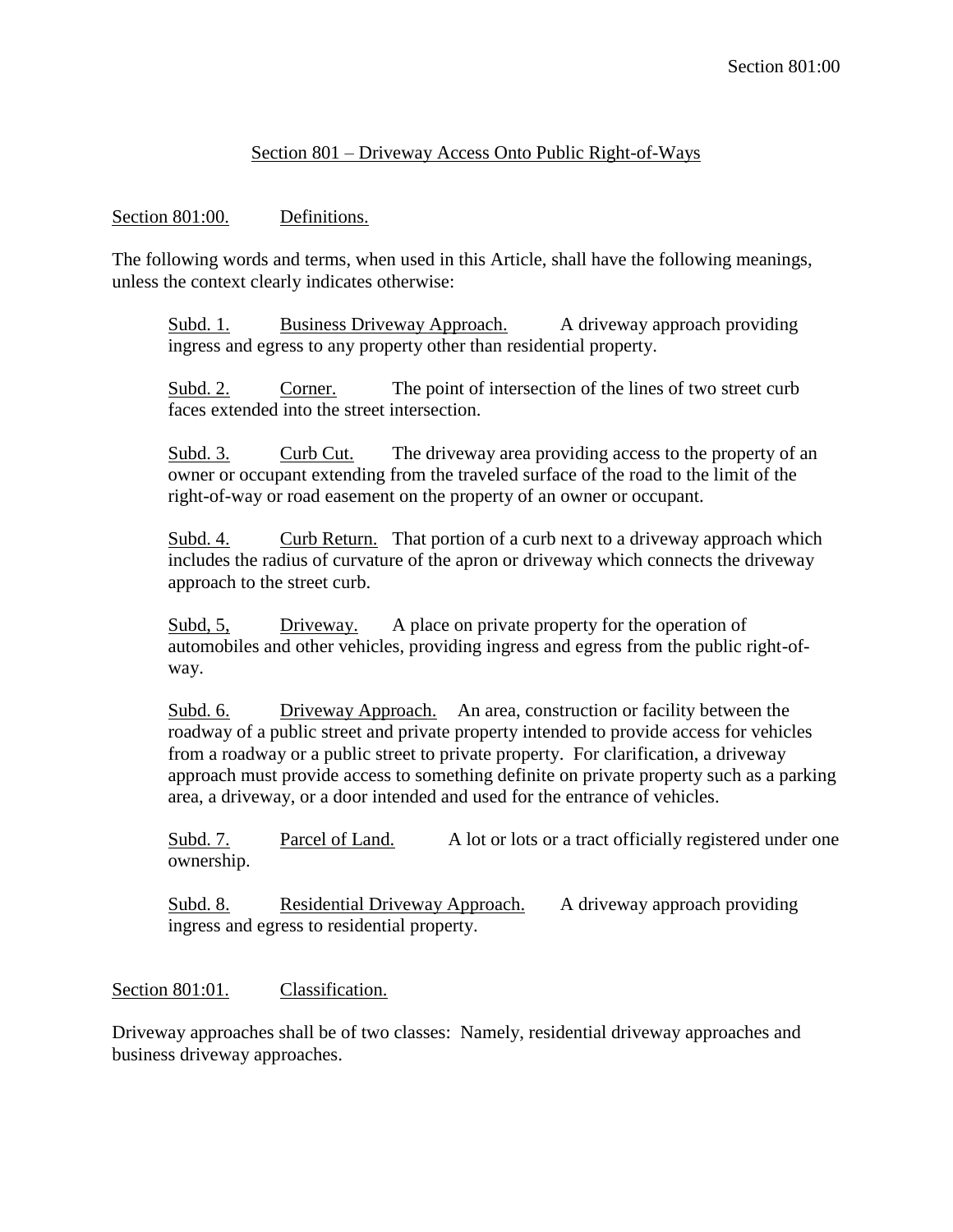## Section 801 – Driveway Access Onto Public Right-of-Ways

### Section 801:00. Definitions.

The following words and terms, when used in this Article, shall have the following meanings, unless the context clearly indicates otherwise:

Subd. 1. Business Driveway Approach. A driveway approach providing ingress and egress to any property other than residential property.

Subd. 2. Corner. The point of intersection of the lines of two street curb faces extended into the street intersection.

Subd. 3. Curb Cut. The driveway area providing access to the property of an owner or occupant extending from the traveled surface of the road to the limit of the right-of-way or road easement on the property of an owner or occupant.

Subd. 4. Curb Return. That portion of a curb next to a driveway approach which includes the radius of curvature of the apron or driveway which connects the driveway approach to the street curb.

Subd, 5, Driveway. A place on private property for the operation of automobiles and other vehicles, providing ingress and egress from the public right-of-way.

Subd. 6. Driveway Approach. An area, construction or facility between the roadway of a public street and private property intended to provide access for vehicles from a roadway or a public street to private property. For clarification, a driveway approach must provide access to something definite on private property such as a parking area, a driveway, or a door intended and used for the entrance of vehicles.

Subd. 7. Parcel of Land. A lot or lots or a tract officially registered under one ownership.

Subd. 8. Residential Driveway Approach. A driveway approach providing ingress and egress to residential property.

### Section 801:01. Classification.

Driveway approaches shall be of two classes: Namely, residential driveway approaches and business driveway approaches.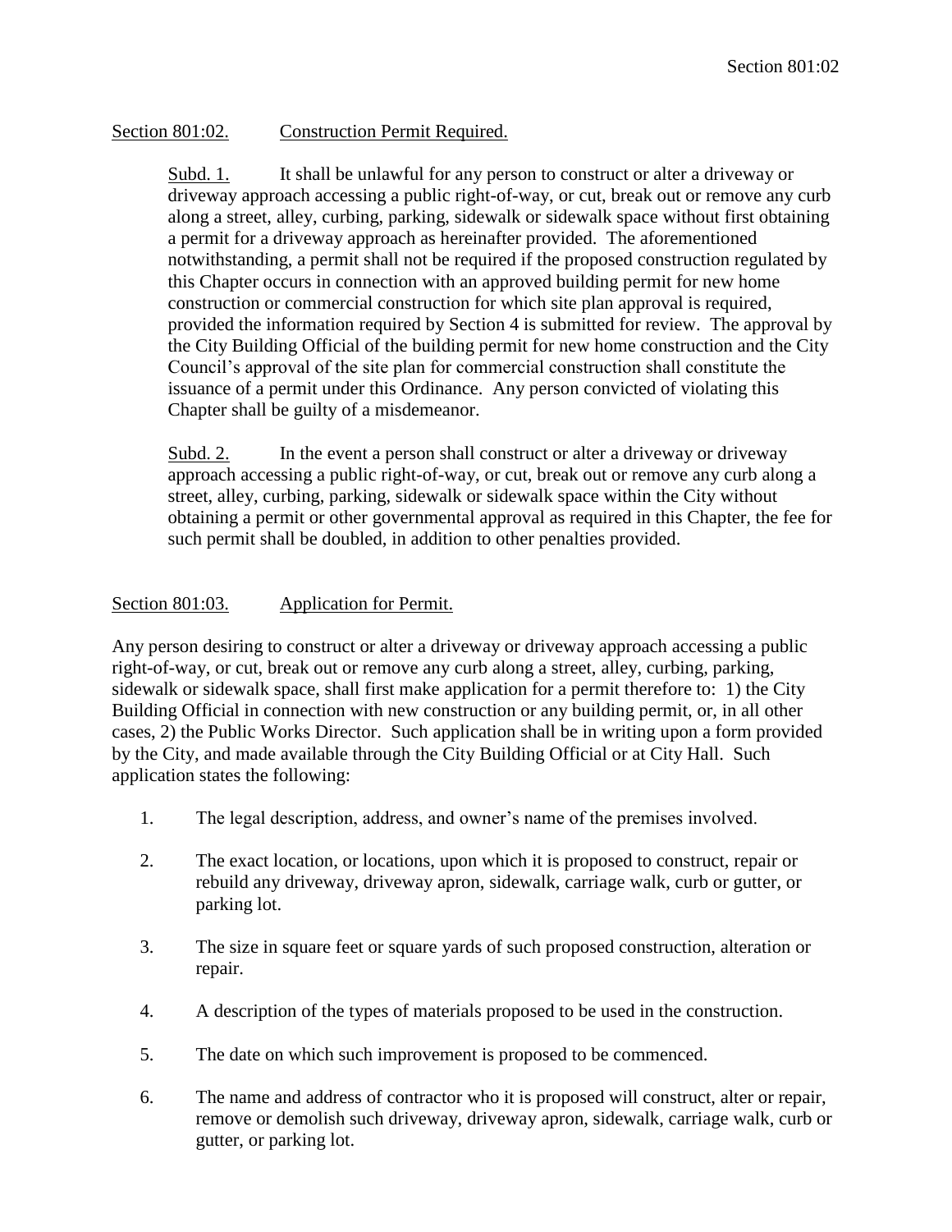## Section 801:02. Construction Permit Required.

Subd. 1. It shall be unlawful for any person to construct or alter a driveway or driveway approach accessing a public right-of-way, or cut, break out or remove any curb along a street, alley, curbing, parking, sidewalk or sidewalk space without first obtaining a permit for a driveway approach as hereinafter provided. The aforementioned notwithstanding, a permit shall not be required if the proposed construction regulated by this Chapter occurs in connection with an approved building permit for new home construction or commercial construction for which site plan approval is required, provided the information required by Section 4 is submitted for review. The approval by the City Building Official of the building permit for new home construction and the City Council's approval of the site plan for commercial construction shall constitute the issuance of a permit under this Ordinance. Any person convicted of violating this Chapter shall be guilty of a misdemeanor.

Subd. 2. In the event a person shall construct or alter a driveway or driveway approach accessing a public right-of-way, or cut, break out or remove any curb along a street, alley, curbing, parking, sidewalk or sidewalk space within the City without obtaining a permit or other governmental approval as required in this Chapter, the fee for such permit shall be doubled, in addition to other penalties provided.

## Section 801:03. Application for Permit.

Any person desiring to construct or alter a driveway or driveway approach accessing a public right-of-way, or cut, break out or remove any curb along a street, alley, curbing, parking, sidewalk or sidewalk space, shall first make application for a permit therefore to: 1) the City Building Official in connection with new construction or any building permit, or, in all other cases, 2) the Public Works Director. Such application shall be in writing upon a form provided by the City, and made available through the City Building Official or at City Hall. Such application states the following:

1. The legal description, address, and owner's name of the premises involved.
2. The exact location, or locations, upon which it is proposed to construct, repair or rebuild any driveway, driveway apron, sidewalk, carriage walk, curb or gutter, or parking lot.
3. The size in square feet or square yards of such proposed construction, alteration or repair.
4. A description of the types of materials proposed to be used in the construction.
5. The date on which such improvement is proposed to be commenced.
6. The name and address of contractor who it is proposed will construct, alter or repair, remove or demolish such driveway, driveway apron, sidewalk, carriage walk, curb or gutter, or parking lot.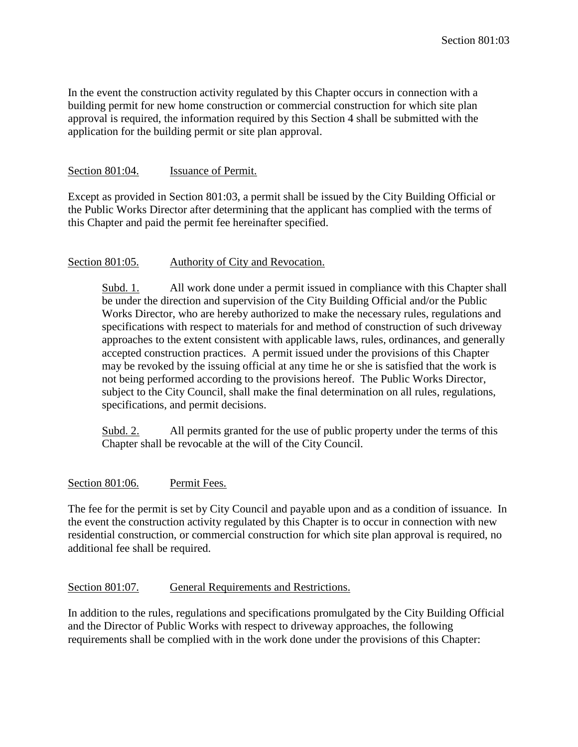In the event the construction activity regulated by this Chapter occurs in connection with a building permit for new home construction or commercial construction for which site plan approval is required, the information required by this Section 4 shall be submitted with the application for the building permit or site plan approval.

Section 801:04. Issuance of Permit.

Except as provided in Section 801:03, a permit shall be issued by the City Building Official or the Public Works Director after determining that the applicant has complied with the terms of this Chapter and paid the permit fee hereinafter specified.

Section 801:05. Authority of City and Revocation.

Subd. 1. All work done under a permit issued in compliance with this Chapter shall be under the direction and supervision of the City Building Official and/or the Public Works Director, who are hereby authorized to make the necessary rules, regulations and specifications with respect to materials for and method of construction of such driveway approaches to the extent consistent with applicable laws, rules, ordinances, and generally accepted construction practices. A permit issued under the provisions of this Chapter may be revoked by the issuing official at any time he or she is satisfied that the work is not being performed according to the provisions hereof. The Public Works Director, subject to the City Council, shall make the final determination on all rules, regulations, specifications, and permit decisions.

Subd. 2. All permits granted for the use of public property under the terms of this Chapter shall be revocable at the will of the City Council.

Section 801:06. Permit Fees.

The fee for the permit is set by City Council and payable upon and as a condition of issuance. In the event the construction activity regulated by this Chapter is to occur in connection with new residential construction, or commercial construction for which site plan approval is required, no additional fee shall be required.

Section 801:07. General Requirements and Restrictions.

In addition to the rules, regulations and specifications promulgated by the City Building Official and the Director of Public Works with respect to driveway approaches, the following requirements shall be complied with in the work done under the provisions of this Chapter: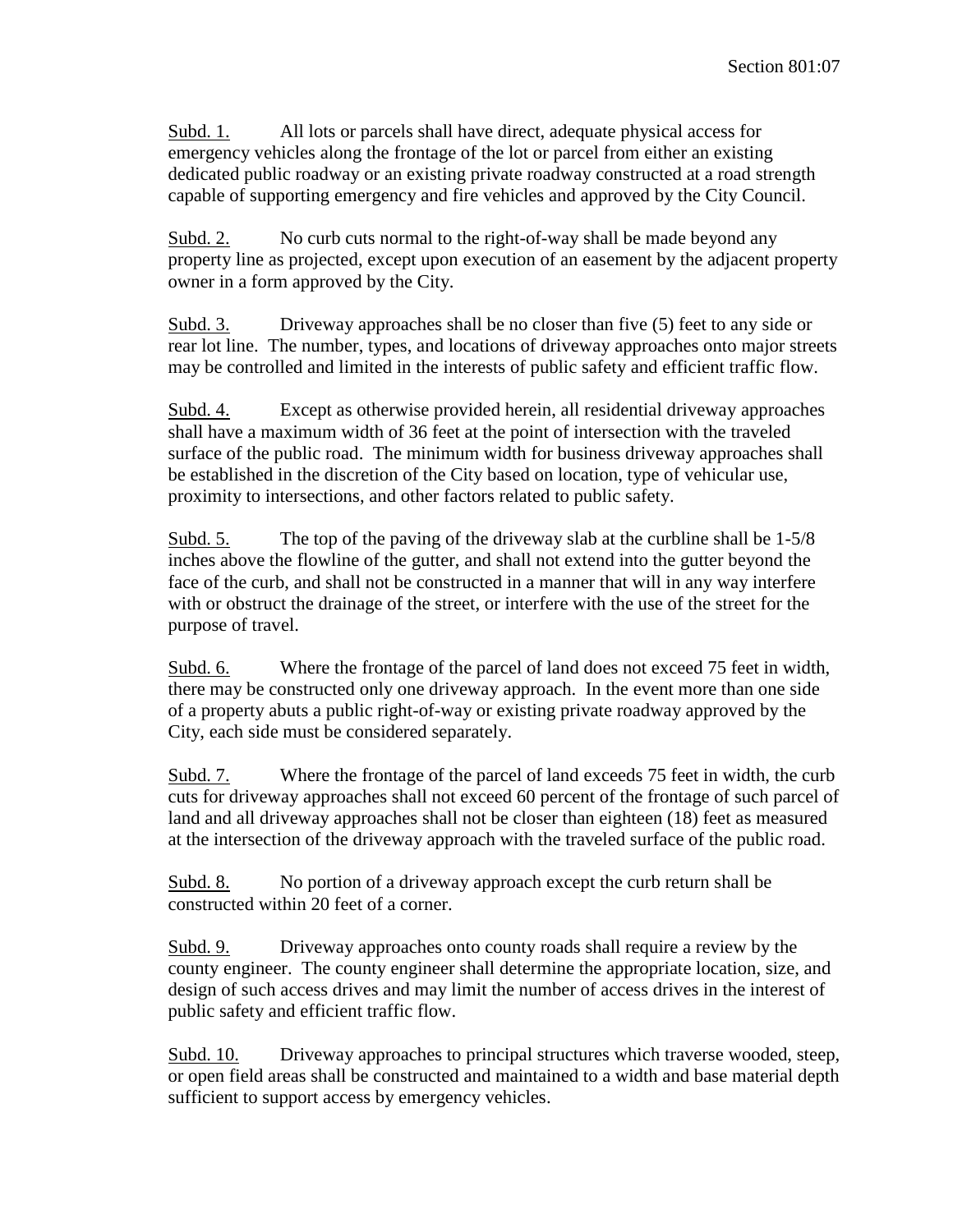Subd. 1. All lots or parcels shall have direct, adequate physical access for emergency vehicles along the frontage of the lot or parcel from either an existing dedicated public roadway or an existing private roadway constructed at a road strength capable of supporting emergency and fire vehicles and approved by the City Council.

Subd. 2. No curb cuts normal to the right-of-way shall be made beyond any property line as projected, except upon execution of an easement by the adjacent property owner in a form approved by the City.

Subd. 3. Driveway approaches shall be no closer than five (5) feet to any side or rear lot line. The number, types, and locations of driveway approaches onto major streets may be controlled and limited in the interests of public safety and efficient traffic flow.

Subd. 4. Except as otherwise provided herein, all residential driveway approaches shall have a maximum width of 36 feet at the point of intersection with the traveled surface of the public road. The minimum width for business driveway approaches shall be established in the discretion of the City based on location, type of vehicular use, proximity to intersections, and other factors related to public safety.

Subd. 5. The top of the paving of the driveway slab at the curbline shall be 1-5/8 inches above the flowline of the gutter, and shall not extend into the gutter beyond the face of the curb, and shall not be constructed in a manner that will in any way interfere with or obstruct the drainage of the street, or interfere with the use of the street for the purpose of travel.

Subd. 6. Where the frontage of the parcel of land does not exceed 75 feet in width, there may be constructed only one driveway approach. In the event more than one side of a property abuts a public right-of-way or existing private roadway approved by the City, each side must be considered separately.

Subd. 7. Where the frontage of the parcel of land exceeds 75 feet in width, the curb cuts for driveway approaches shall not exceed 60 percent of the frontage of such parcel of land and all driveway approaches shall not be closer than eighteen (18) feet as measured at the intersection of the driveway approach with the traveled surface of the public road.

Subd. 8. No portion of a driveway approach except the curb return shall be constructed within 20 feet of a corner.

Subd. 9. Driveway approaches onto county roads shall require a review by the county engineer. The county engineer shall determine the appropriate location, size, and design of such access drives and may limit the number of access drives in the interest of public safety and efficient traffic flow.

Subd. 10. Driveway approaches to principal structures which traverse wooded, steep, or open field areas shall be constructed and maintained to a width and base material depth sufficient to support access by emergency vehicles.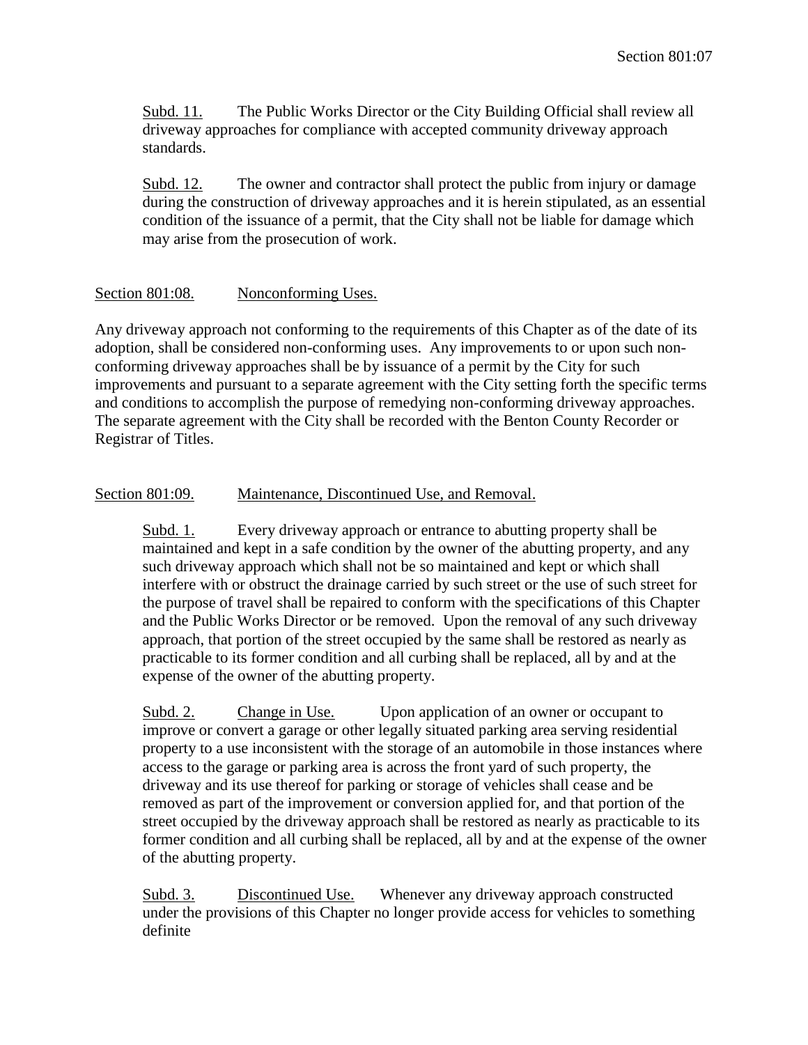Subd. 11. The Public Works Director or the City Building Official shall review all driveway approaches for compliance with accepted community driveway approach standards.

Subd. 12. The owner and contractor shall protect the public from injury or damage during the construction of driveway approaches and it is herein stipulated, as an essential condition of the issuance of a permit, that the City shall not be liable for damage which may arise from the prosecution of work.

## Section 801:08. Nonconforming Uses.

Any driveway approach not conforming to the requirements of this Chapter as of the date of its adoption, shall be considered non-conforming uses. Any improvements to or upon such non-conforming driveway approaches shall be by issuance of a permit by the City for such improvements and pursuant to a separate agreement with the City setting forth the specific terms and conditions to accomplish the purpose of remedying non-conforming driveway approaches. The separate agreement with the City shall be recorded with the Benton County Recorder or Registrar of Titles.

## Section 801:09. Maintenance, Discontinued Use, and Removal.

Subd. 1. Every driveway approach or entrance to abutting property shall be maintained and kept in a safe condition by the owner of the abutting property, and any such driveway approach which shall not be so maintained and kept or which shall interfere with or obstruct the drainage carried by such street or the use of such street for the purpose of travel shall be repaired to conform with the specifications of this Chapter and the Public Works Director or be removed. Upon the removal of any such driveway approach, that portion of the street occupied by the same shall be restored as nearly as practicable to its former condition and all curbing shall be replaced, all by and at the expense of the owner of the abutting property.

Subd. 2. Change in Use. Upon application of an owner or occupant to improve or convert a garage or other legally situated parking area serving residential property to a use inconsistent with the storage of an automobile in those instances where access to the garage or parking area is across the front yard of such property, the driveway and its use thereof for parking or storage of vehicles shall cease and be removed as part of the improvement or conversion applied for, and that portion of the street occupied by the driveway approach shall be restored as nearly as practicable to its former condition and all curbing shall be replaced, all by and at the expense of the owner of the abutting property.

Subd. 3. Discontinued Use. Whenever any driveway approach constructed under the provisions of this Chapter no longer provide access for vehicles to something definite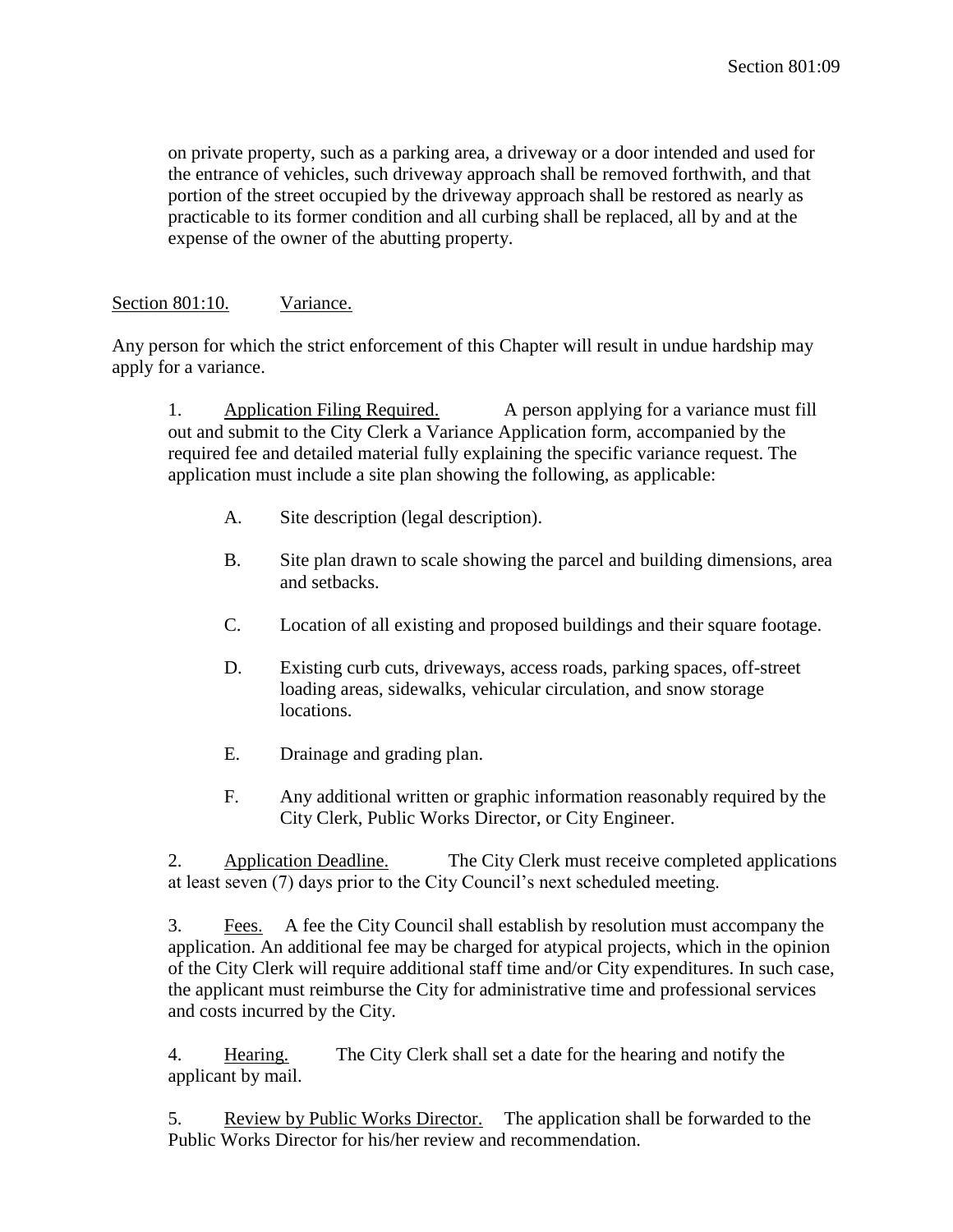on private property, such as a parking area, a driveway or a door intended and used for the entrance of vehicles, such driveway approach shall be removed forthwith, and that portion of the street occupied by the driveway approach shall be restored as nearly as practicable to its former condition and all curbing shall be replaced, all by and at the expense of the owner of the abutting property.

## Section 801:10. Variance.

Any person for which the strict enforcement of this Chapter will result in undue hardship may apply for a variance.

1. Application Filing Required. A person applying for a variance must fill out and submit to the City Clerk a Variance Application form, accompanied by the required fee and detailed material fully explaining the specific variance request. The application must include a site plan showing the following, as applicable:

   A. Site description (legal description).

   B. Site plan drawn to scale showing the parcel and building dimensions, area and setbacks.

   C. Location of all existing and proposed buildings and their square footage.

   D. Existing curb cuts, driveways, access roads, parking spaces, off-street loading areas, sidewalks, vehicular circulation, and snow storage locations.

   E. Drainage and grading plan.

   F. Any additional written or graphic information reasonably required by the City Clerk, Public Works Director, or City Engineer.

2. Application Deadline. The City Clerk must receive completed applications at least seven (7) days prior to the City Council's next scheduled meeting.

3. Fees. A fee the City Council shall establish by resolution must accompany the application. An additional fee may be charged for atypical projects, which in the opinion of the City Clerk will require additional staff time and/or City expenditures. In such case, the applicant must reimburse the City for administrative time and professional services and costs incurred by the City.

4. Hearing. The City Clerk shall set a date for the hearing and notify the applicant by mail.

5. Review by Public Works Director. The application shall be forwarded to the Public Works Director for his/her review and recommendation.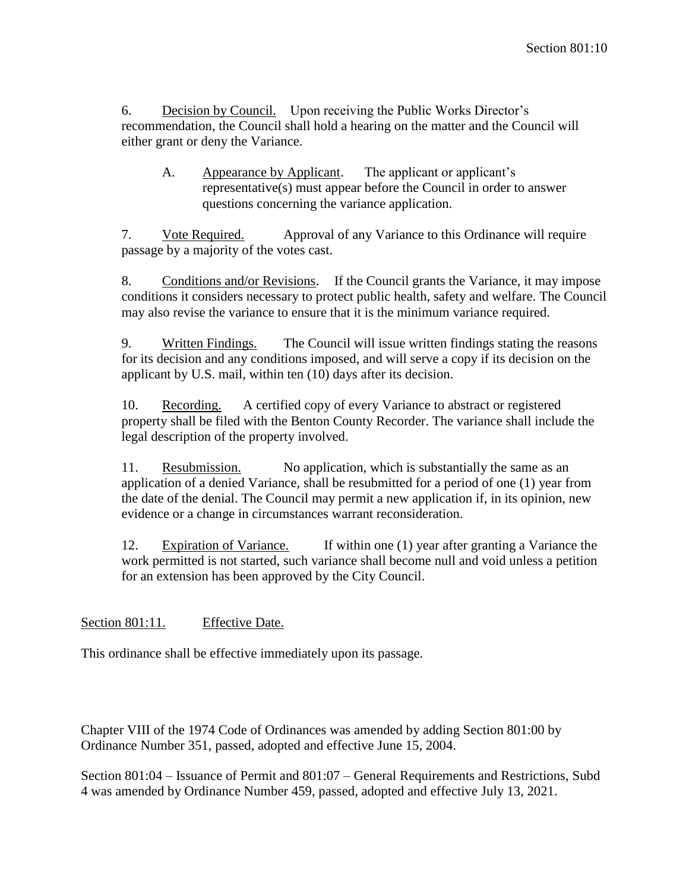6. Decision by Council. Upon receiving the Public Works Director's recommendation, the Council shall hold a hearing on the matter and the Council will either grant or deny the Variance.

   A. Appearance by Applicant. The applicant or applicant's representative(s) must appear before the Council in order to answer questions concerning the variance application.

7. Vote Required. Approval of any Variance to this Ordinance will require passage by a majority of the votes cast.

8. Conditions and/or Revisions. If the Council grants the Variance, it may impose conditions it considers necessary to protect public health, safety and welfare. The Council may also revise the variance to ensure that it is the minimum variance required.

9. Written Findings. The Council will issue written findings stating the reasons for its decision and any conditions imposed, and will serve a copy if its decision on the applicant by U.S. mail, within ten (10) days after its decision.

10. Recording. A certified copy of every Variance to abstract or registered property shall be filed with the Benton County Recorder. The variance shall include the legal description of the property involved.

11. Resubmission. No application, which is substantially the same as an application of a denied Variance, shall be resubmitted for a period of one (1) year from the date of the denial. The Council may permit a new application if, in its opinion, new evidence or a change in circumstances warrant reconsideration.

12. Expiration of Variance. If within one (1) year after granting a Variance the work permitted is not started, such variance shall become null and void unless a petition for an extension has been approved by the City Council.

## Section 801:11. Effective Date.

This ordinance shall be effective immediately upon its passage.

Chapter VIII of the 1974 Code of Ordinances was amended by adding Section 801:00 by Ordinance Number 351, passed, adopted and effective June 15, 2004.

Section 801:04 – Issuance of Permit and 801:07 – General Requirements and Restrictions, Subd 4 was amended by Ordinance Number 459, passed, adopted and effective July 13, 2021.